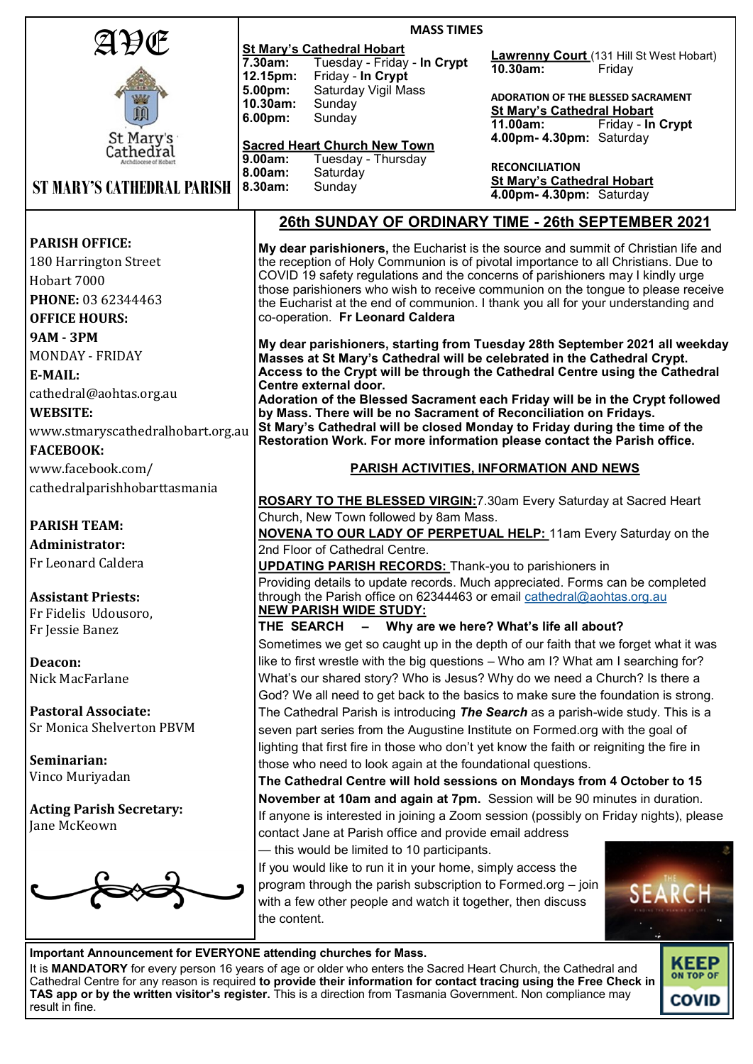# AVE

St Mary's Cathedral
Archdiocese of Hobart

## ST MARY'S CATHEDRAL PARISH

## MASS TIMES

**St Mary's Cathedral Hobart**
**7.30am:** Tuesday - Friday - **In Crypt**
**12.15pm:** Friday - **In Crypt**
**5.00pm:** Saturday Vigil Mass
**10.30am:** Sunday
**6.00pm:** Sunday

**Sacred Heart Church New Town**
**9.00am:** Tuesday - Thursday
**8.00am:** Saturday
**8.30am:** Sunday

**Lawrenny Court** (131 Hill St West Hobart)
**10.30am:** Friday

**ADORATION OF THE BLESSED SACRAMENT**
**St Mary's Cathedral Hobart**
**11.00am:** Friday - **In Crypt**
**4.00pm- 4.30pm:** Saturday

**RECONCILIATION**
**St Mary's Cathedral Hobart**
**4.00pm- 4.30pm:** Saturday

**PARISH OFFICE:**
180 Harrington Street
Hobart 7000
**PHONE:** 03 62344463
**OFFICE HOURS:**
**9AM - 3PM**
MONDAY - FRIDAY
**E-MAIL:**
cathedral@aohtas.org.au
**WEBSITE:**
www.stmaryscathedralhobart.org.au
**FACEBOOK:**
www.facebook.com/cathedralparishhobarttasmania

**PARISH TEAM:**
**Administrator:**
Fr Leonard Caldera

**Assistant Priests:**
Fr Fidelis Udousoro,
Fr Jessie Banez

**Deacon:**
Nick MacFarlane

**Pastoral Associate:**
Sr Monica Shelverton PBVM

**Seminarian:**
Vinco Muriyadan

**Acting Parish Secretary:**
Jane McKeown

## 26th SUNDAY OF ORDINARY TIME - 26th SEPTEMBER 2021

**My dear parishioners,** the Eucharist is the source and summit of Christian life and the reception of Holy Communion is of pivotal importance to all Christians. Due to COVID 19 safety regulations and the concerns of parishioners may I kindly urge those parishioners who wish to receive communion on the tongue to please receive the Eucharist at the end of communion. I thank you all for your understanding and co-operation. **Fr Leonard Caldera**

**My dear parishioners, starting from Tuesday 28th September 2021 all weekday Masses at St Mary's Cathedral will be celebrated in the Cathedral Crypt. Access to the Crypt will be through the Cathedral Centre using the Cathedral Centre external door.**
**Adoration of the Blessed Sacrament each Friday will be in the Crypt followed by Mass. There will be no Sacrament of Reconciliation on Fridays.**
**St Mary's Cathedral will be closed Monday to Friday during the time of the Restoration Work. For more information please contact the Parish office.**

### PARISH ACTIVITIES, INFORMATION AND NEWS

**ROSARY TO THE BLESSED VIRGIN:** 7.30am Every Saturday at Sacred Heart Church, New Town followed by 8am Mass.
**NOVENA TO OUR LADY OF PERPETUAL HELP:** 11am Every Saturday on the 2nd Floor of Cathedral Centre.
**UPDATING PARISH RECORDS:** Thank-you to parishioners in Providing details to update records. Much appreciated. Forms can be completed through the Parish office on 62344463 or email cathedral@aohtas.org.au
**NEW PARISH WIDE STUDY:**
**THE SEARCH – Why are we here? What's life all about?**
Sometimes we get so caught up in the depth of our faith that we forget what it was like to first wrestle with the big questions – Who am I? What am I searching for? What's our shared story? Who is Jesus? Why do we need a Church? Is there a God? We all need to get back to the basics to make sure the foundation is strong. The Cathedral Parish is introducing ***The Search*** as a parish-wide study. This is a seven part series from the Augustine Institute on Formed.org with the goal of lighting that first fire in those who don't yet know the faith or reigniting the fire in those who need to look again at the foundational questions.
**The Cathedral Centre will hold sessions on Mondays from 4 October to 15 November at 10am and again at 7pm.** Session will be 90 minutes in duration.
If anyone is interested in joining a Zoom session (possibly on Friday nights), please contact Jane at Parish office and provide email address — this would be limited to 10 participants.
If you would like to run it in your home, simply access the program through the parish subscription to Formed.org – join with a few other people and watch it together, then discuss the content.

**Important Announcement for EVERYONE attending churches for Mass.**
It is **MANDATORY** for every person 16 years of age or older who enters the Sacred Heart Church, the Cathedral and Cathedral Centre for any reason is required **to provide their information for contact tracing using the Free Check in TAS app or by the written visitor's register.** This is a direction from Tasmania Government. Non compliance may result in fine.

KEEP ON TOP OF COVID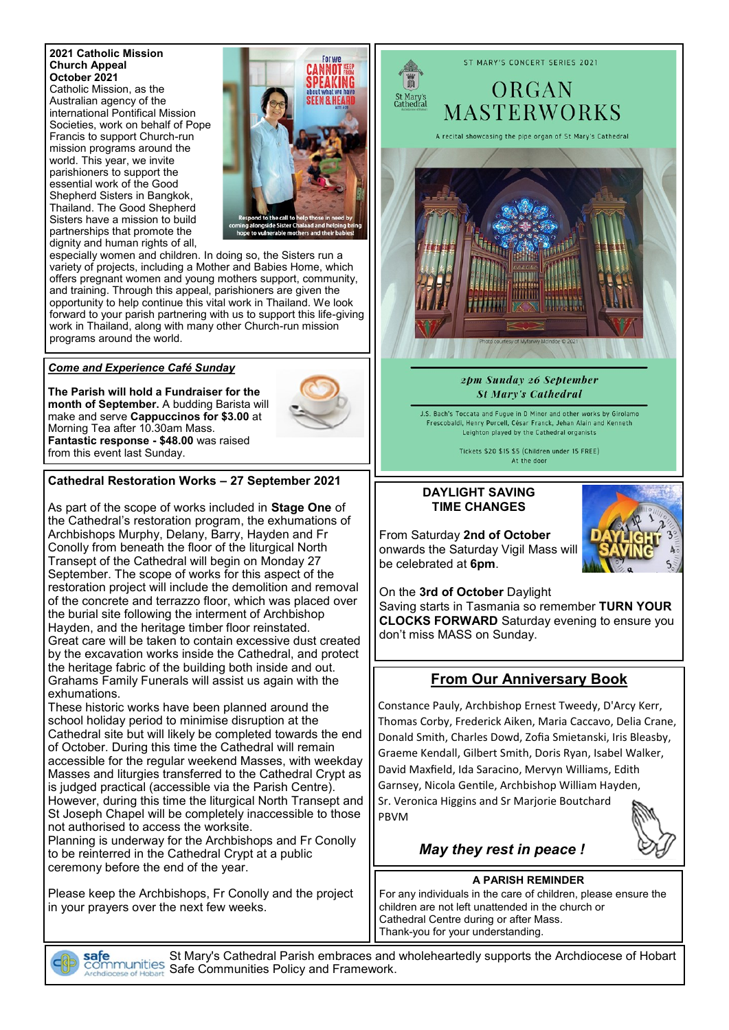## 2021 Catholic Mission Church Appeal
### October 2021

Catholic Mission, as the Australian agency of the international Pontifical Mission Societies, work on behalf of Pope Francis to support Church-run mission programs around the world. This year, we invite parishioners to support the essential work of the Good Shepherd Sisters in Bangkok, Thailand. The Good Shepherd Sisters have a mission to build partnerships that promote the dignity and human rights of all, especially women and children. In doing so, the Sisters run a variety of projects, including a Mother and Babies Home, which offers pregnant women and young mothers support, community, and training. Through this appeal, parishioners are given the opportunity to help continue this vital work in Thailand. We look forward to your parish partnering with us to support this life-giving work in Thailand, along with many other Church-run mission programs around the world.

## *Come and Experience Café Sunday*

**The Parish will hold a Fundraiser for the month of September.** A budding Barista will make and serve **Cappuccinos for $3.00** at Morning Tea after 10.30am Mass.
**Fantastic response - $48.00** was raised from this event last Sunday.

## Cathedral Restoration Works – 27 September 2021

As part of the scope of works included in **Stage One** of the Cathedral's restoration program, the exhumations of Archbishops Murphy, Delany, Barry, Hayden and Fr Conolly from beneath the floor of the liturgical North Transept of the Cathedral will begin on Monday 27 September. The scope of works for this aspect of the restoration project will include the demolition and removal of the concrete and terrazzo floor, which was placed over the burial site following the interment of Archbishop Hayden, and the heritage timber floor reinstated.
Great care will be taken to contain excessive dust created by the excavation works inside the Cathedral, and protect the heritage fabric of the building both inside and out.
Grahams Family Funerals will assist us again with the exhumations.
These historic works have been planned around the school holiday period to minimise disruption at the Cathedral site but will likely be completed towards the end of October. During this time the Cathedral will remain accessible for the regular weekend Masses, with weekday Masses and liturgies transferred to the Cathedral Crypt as is judged practical (accessible via the Parish Centre).
However, during this time the liturgical North Transept and St Joseph Chapel will be completely inaccessible to those not authorised to access the worksite.
Planning is underway for the Archbishops and Fr Conolly to be reinterred in the Cathedral Crypt at a public ceremony before the end of the year.

Please keep the Archbishops, Fr Conolly and the project in your prayers over the next few weeks.

ST MARY'S CONCERT SERIES 2021

# ORGAN MASTERWORKS

A recital showcasing the pipe organ of St Mary's Cathedral

Photo courtesy of Myfanwy McIndoe © 2021

*2pm Sunday 26 September*
*St Mary's Cathedral*

J.S. Bach's Toccata and Fugue in D Minor and other works by Girolamo Frescobaldi, Henry Purcell, César Franck, Jehan Alain and Kenneth Leighton played by the Cathedral organists

Tickets $20 $15 $5 (Children under 15 FREE)
At the door

## DAYLIGHT SAVING TIME CHANGES

From Saturday **2nd of October** onwards the Saturday Vigil Mass will be celebrated at **6pm**.

On the **3rd of October** Daylight Saving starts in Tasmania so remember **TURN YOUR CLOCKS FORWARD** Saturday evening to ensure you don't miss MASS on Sunday.

## From Our Anniversary Book

Constance Pauly, Archbishop Ernest Tweedy, D'Arcy Kerr, Thomas Corby, Frederick Aiken, Maria Caccavo, Delia Crane, Donald Smith, Charles Dowd, Zofia Smietanski, Iris Bleasby, Graeme Kendall, Gilbert Smith, Doris Ryan, Isabel Walker, David Maxfield, Ida Saracino, Mervyn Williams, Edith Garnsey, Nicola Gentile, Archbishop William Hayden, Sr. Veronica Higgins and Sr Marjorie Boutchard PBVM

***May they rest in peace !***

### A PARISH REMINDER

For any individuals in the care of children, please ensure the children are not left unattended in the church or Cathedral Centre during or after Mass.
Thank-you for your understanding.

St Mary's Cathedral Parish embraces and wholeheartedly supports the Archdiocese of Hobart Safe Communities Policy and Framework.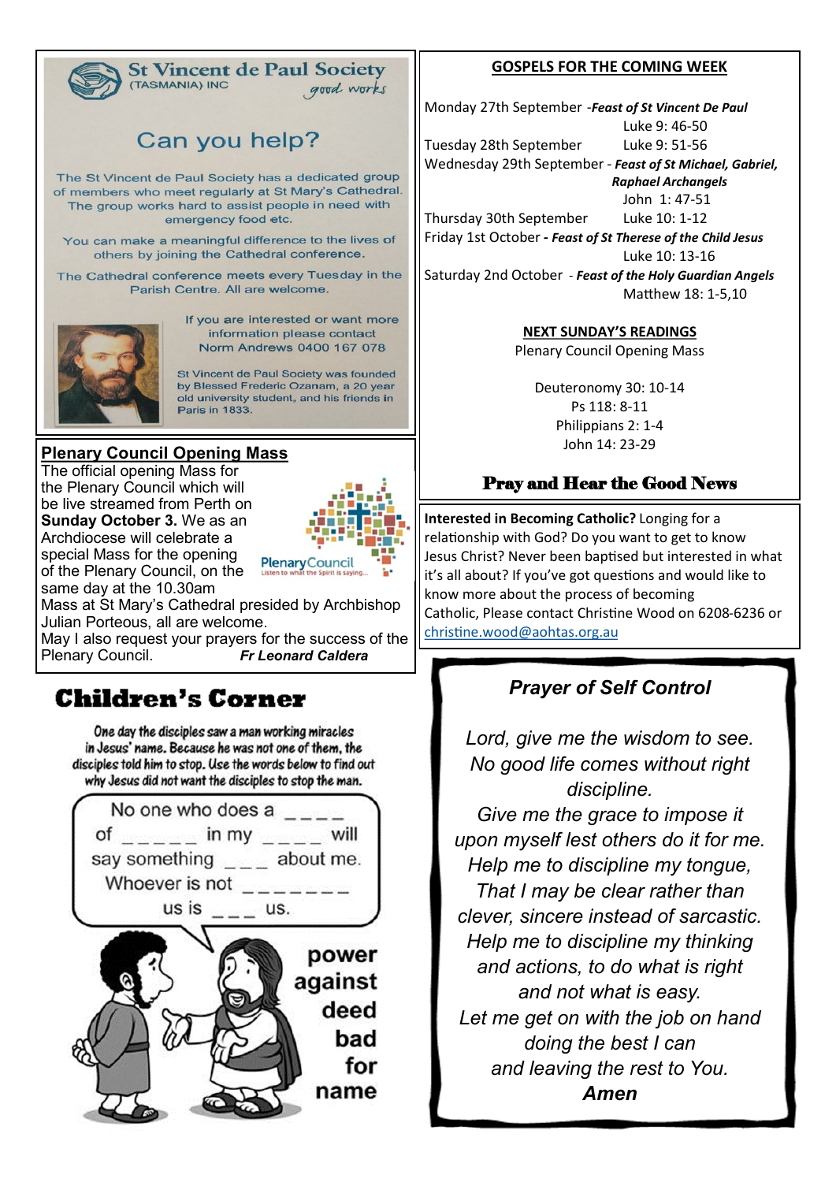## St Vincent de Paul Society (TASMANIA) INC

*good works*

### Can you help?

The St Vincent de Paul Society has a dedicated group of members who meet regularly at St Mary's Cathedral. The group works hard to assist people in need with emergency food etc.

You can make a meaningful difference to the lives of others by joining the Cathedral conference.

The Cathedral conference meets every Tuesday in the Parish Centre. All are welcome.

If you are interested or want more information please contact Norm Andrews 0400 167 078

St Vincent de Paul Society was founded by Blessed Frederic Ozanam, a 20 year old university student, and his friends in Paris in 1833.

## Plenary Council Opening Mass

The official opening Mass for the Plenary Council which will be live streamed from Perth on **Sunday October 3.** We as an Archdiocese will celebrate a special Mass for the opening of the Plenary Council, on the same day at the 10.30am Mass at St Mary's Cathedral presided by Archbishop Julian Porteous, all are welcome.

May I also request your prayers for the success of the Plenary Council. ***Fr Leonard Caldera***

## Children's Corner

One day the disciples saw a man working miracles in Jesus' name. Because he was not one of them, the disciples told him to stop. Use the words below to find out why Jesus did not want the disciples to stop the man.

No one who does a _ _ _ _ of _ _ _ _ _ in my _ _ _ _ will say something _ _ _ about me. Whoever is not _ _ _ _ _ _ _ us is _ _ _ us.

power
against
deed
bad
for
name

## GOSPELS FOR THE COMING WEEK

Monday 27th September - ***Feast of St Vincent De Paul*** Luke 9: 46-50

Tuesday 28th September Luke 9: 51-56

Wednesday 29th September - ***Feast of St Michael, Gabriel, Raphael Archangels*** John 1: 47-51

Thursday 30th September Luke 10: 1-12

Friday 1st October - ***Feast of St Therese of the Child Jesus*** Luke 10: 13-16

Saturday 2nd October - ***Feast of the Holy Guardian Angels*** Matthew 18: 1-5,10

## NEXT SUNDAY'S READINGS

Plenary Council Opening Mass

Deuteronomy 30: 10-14
Ps 118: 8-11
Philippians 2: 1-4
John 14: 23-29

**Pray and Hear the Good News**

**Interested in Becoming Catholic?** Longing for a relationship with God? Do you want to get to know Jesus Christ? Never been baptised but interested in what it's all about? If you've got questions and would like to know more about the process of becoming Catholic, Please contact Christine Wood on 6208-6236 or christine.wood@aohtas.org.au

## *Prayer of Self Control*

*Lord, give me the wisdom to see.*
*No good life comes without right discipline.*
*Give me the grace to impose it upon myself lest others do it for me.*
*Help me to discipline my tongue,*
*That I may be clear rather than clever, sincere instead of sarcastic.*
*Help me to discipline my thinking and actions, to do what is right and not what is easy.*
*Let me get on with the job on hand doing the best I can*
*and leaving the rest to You.*
***Amen***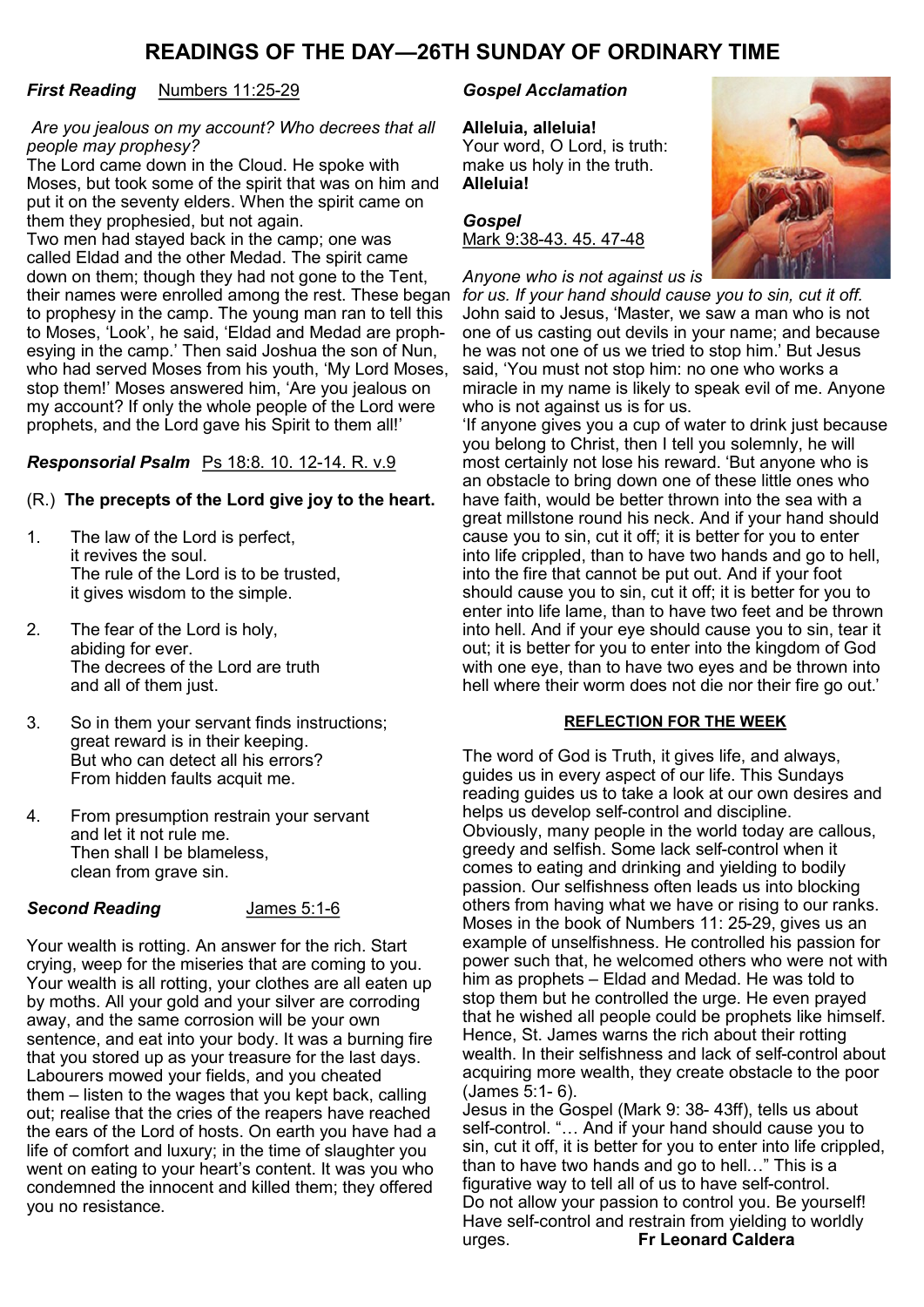# READINGS OF THE DAY—26TH SUNDAY OF ORDINARY TIME

***First Reading*** Numbers 11:25-29

*Are you jealous on my account? Who decrees that all people may prophesy?*

The Lord came down in the Cloud. He spoke with Moses, but took some of the spirit that was on him and put it on the seventy elders. When the spirit came on them they prophesied, but not again.

Two men had stayed back in the camp; one was called Eldad and the other Medad. The spirit came down on them; though they had not gone to the Tent, their names were enrolled among the rest. These began to prophesy in the camp. The young man ran to tell this to Moses, 'Look', he said, 'Eldad and Medad are prophesying in the camp.' Then said Joshua the son of Nun, who had served Moses from his youth, 'My Lord Moses, stop them!' Moses answered him, 'Are you jealous on my account? If only the whole people of the Lord were prophets, and the Lord gave his Spirit to them all!'

***Responsorial Psalm*** Ps 18:8. 10. 12-14. R. v.9

(R.) **The precepts of the Lord give joy to the heart.**

1. The law of the Lord is perfect,
   it revives the soul.
   The rule of the Lord is to be trusted,
   it gives wisdom to the simple.

2. The fear of the Lord is holy,
   abiding for ever.
   The decrees of the Lord are truth
   and all of them just.

3. So in them your servant finds instructions;
   great reward is in their keeping.
   But who can detect all his errors?
   From hidden faults acquit me.

4. From presumption restrain your servant
   and let it not rule me.
   Then shall I be blameless,
   clean from grave sin.

***Second Reading*** James 5:1-6

Your wealth is rotting. An answer for the rich. Start crying, weep for the miseries that are coming to you. Your wealth is all rotting, your clothes are all eaten up by moths. All your gold and your silver are corroding away, and the same corrosion will be your own sentence, and eat into your body. It was a burning fire that you stored up as your treasure for the last days. Labourers mowed your fields, and you cheated them – listen to the wages that you kept back, calling out; realise that the cries of the reapers have reached the ears of the Lord of hosts. On earth you have had a life of comfort and luxury; in the time of slaughter you went on eating to your heart's content. It was you who condemned the innocent and killed them; they offered you no resistance.

***Gospel Acclamation***

**Alleluia, alleluia!**
Your word, O Lord, is truth:
make us holy in the truth.
**Alleluia!**

***Gospel***
Mark 9:38-43. 45. 47-48

*Anyone who is not against us is for us. If your hand should cause you to sin, cut it off.*

John said to Jesus, 'Master, we saw a man who is not one of us casting out devils in your name; and because he was not one of us we tried to stop him.' But Jesus said, 'You must not stop him: no one who works a miracle in my name is likely to speak evil of me. Anyone who is not against us is for us.

'If anyone gives you a cup of water to drink just because you belong to Christ, then I tell you solemnly, he will most certainly not lose his reward. 'But anyone who is an obstacle to bring down one of these little ones who have faith, would be better thrown into the sea with a great millstone round his neck. And if your hand should cause you to sin, cut it off; it is better for you to enter into life crippled, than to have two hands and go to hell, into the fire that cannot be put out. And if your foot should cause you to sin, cut it off; it is better for you to enter into life lame, than to have two feet and be thrown into hell. And if your eye should cause you to sin, tear it out; it is better for you to enter into the kingdom of God with one eye, than to have two eyes and be thrown into hell where their worm does not die nor their fire go out.'

**REFLECTION FOR THE WEEK**

The word of God is Truth, it gives life, and always, guides us in every aspect of our life. This Sundays reading guides us to take a look at our own desires and helps us develop self-control and discipline.

Obviously, many people in the world today are callous, greedy and selfish. Some lack self-control when it comes to eating and drinking and yielding to bodily passion. Our selfishness often leads us into blocking others from having what we have or rising to our ranks. Moses in the book of Numbers 11: 25-29, gives us an example of unselfishness. He controlled his passion for power such that, he welcomed others who were not with him as prophets – Eldad and Medad. He was told to stop them but he controlled the urge. He even prayed that he wished all people could be prophets like himself. Hence, St. James warns the rich about their rotting wealth. In their selfishness and lack of self-control about acquiring more wealth, they create obstacle to the poor (James 5:1- 6).

Jesus in the Gospel (Mark 9: 38- 43ff), tells us about self-control. "… And if your hand should cause you to sin, cut it off, it is better for you to enter into life crippled, than to have two hands and go to hell…" This is a figurative way to tell all of us to have self-control.

Do not allow your passion to control you. Be yourself! Have self-control and restrain from yielding to worldly urges. **Fr Leonard Caldera**